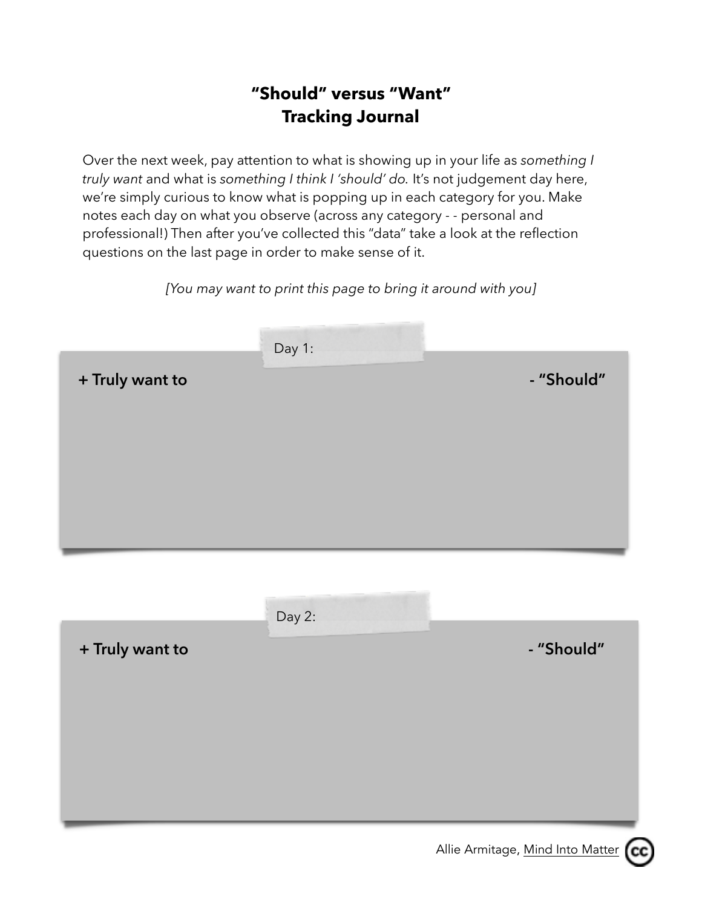# "Should" versus "Want" Tracking Journal

Over the next week, pay attention to what is showing up in your life as *something I truly want* and what is *something I think I 'should' do.* It's not judgement day here, we're simply curious to know what is popping up in each category for you. Make notes each day on what you observe (across any category - - personal and professional!) Then after you've collected this "data" take a look at the reflection questions on the last page in order to make sense of it.

*[You may want to print this page to bring it around with you]*

Day 1:

| **+ Truly want to** | **- "Should"** |
|---|---|
| | |

Day 2:

| **+ Truly want to** | **- "Should"** |
|---|---|
| | |

Allie Armitage, Mind Into Matter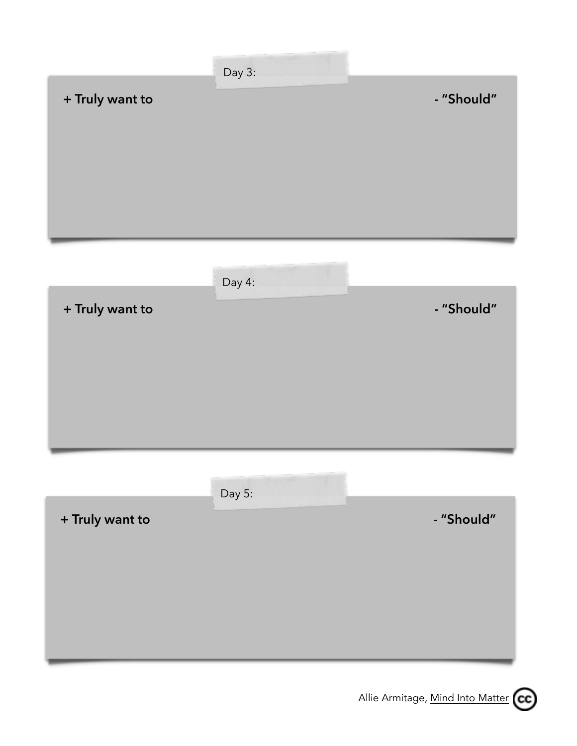Day 3:

| **+ Truly want to** | **- "Should"** |
| --- | --- |
| | |

Day 4:

| **+ Truly want to** | **- "Should"** |
| --- | --- |
| | |

Day 5:

| **+ Truly want to** | **- "Should"** |
| --- | --- |
| | |

Allie Armitage, Mind Into Matter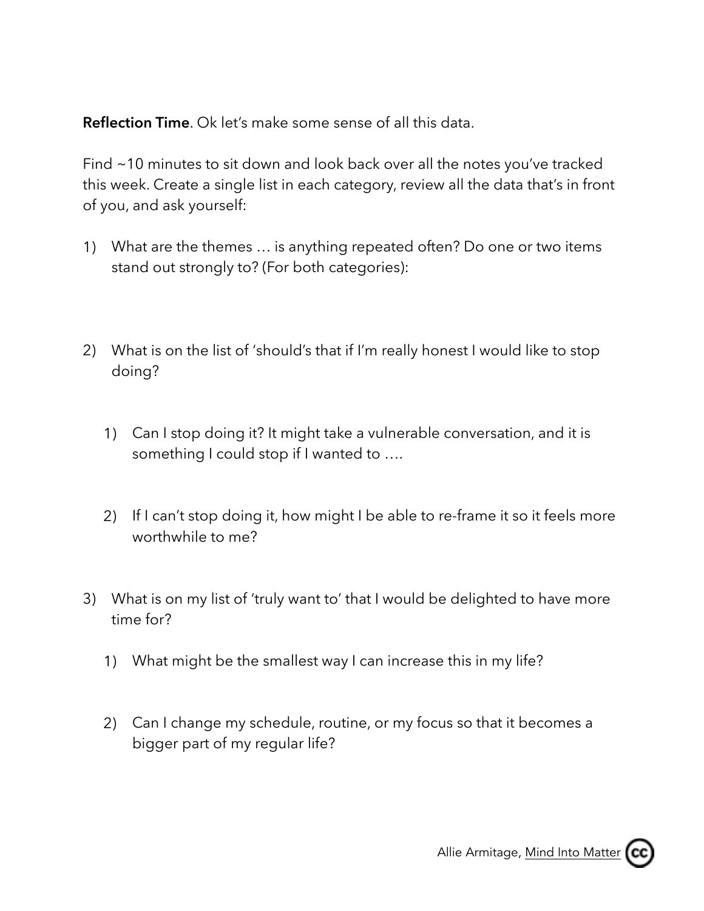**Reflection Time**. Ok let's make some sense of all this data.

Find ~10 minutes to sit down and look back over all the notes you've tracked this week. Create a single list in each category, review all the data that's in front of you, and ask yourself:

1) What are the themes … is anything repeated often? Do one or two items stand out strongly to? (For both categories):

2) What is on the list of 'should's that if I'm really honest I would like to stop doing?

    1) Can I stop doing it? It might take a vulnerable conversation, and it is something I could stop if I wanted to ….

    2) If I can't stop doing it, how might I be able to re-frame it so it feels more worthwhile to me?

3) What is on my list of 'truly want to' that I would be delighted to have more time for?

    1) What might be the smallest way I can increase this in my life?

    2) Can I change my schedule, routine, or my focus so that it becomes a bigger part of my regular life?

Allie Armitage, Mind Into Matter